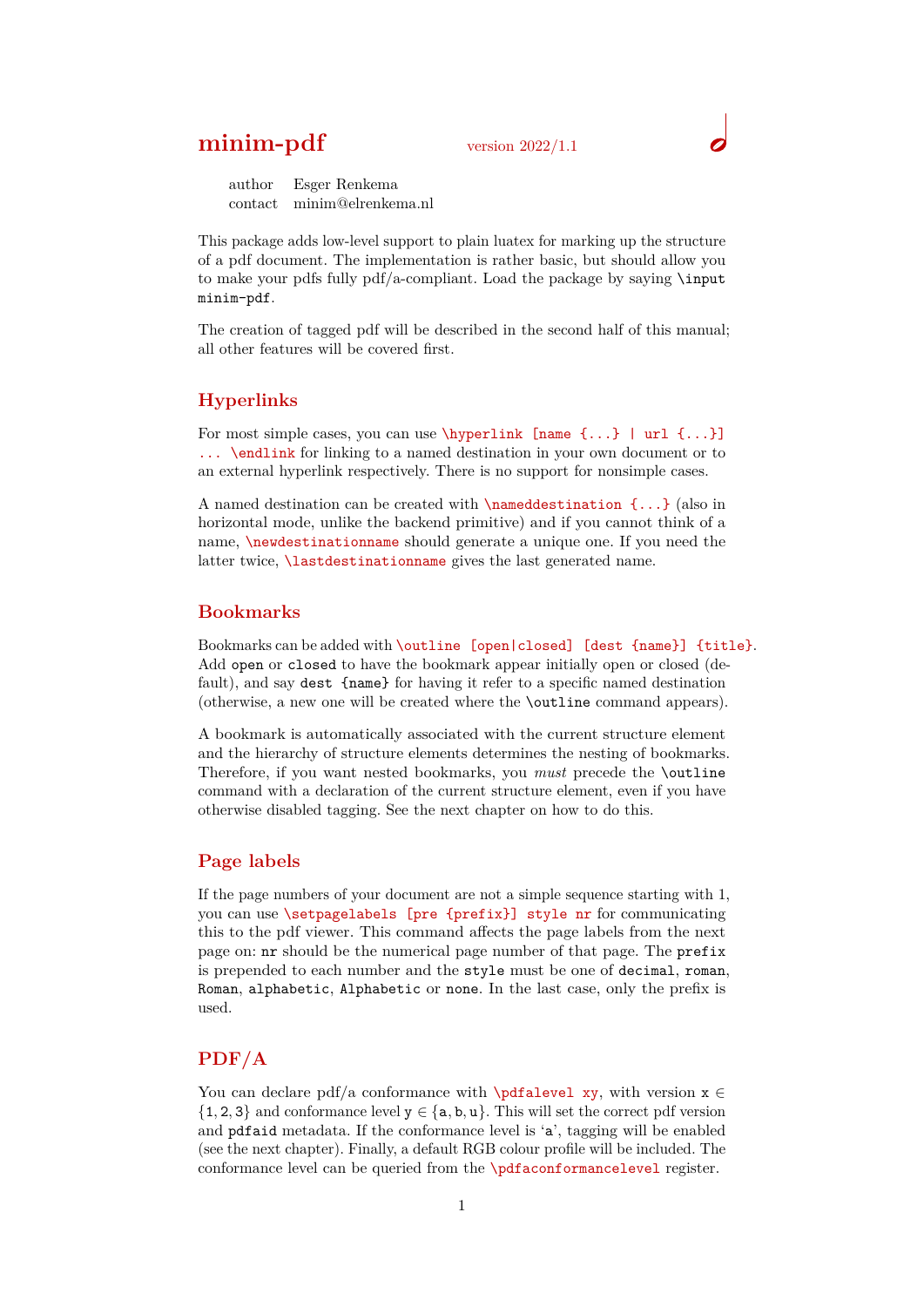# minim-pdf

version 2022/1.1

author Esger Renkema
contact minim@elrenkema.nl

This package adds low-level support to plain luatex for marking up the structure of a pdf document. The implementation is rather basic, but should allow you to make your pdfs fully pdf/a-compliant. Load the package by saying `\input minim-pdf`.

The creation of tagged pdf will be described in the second half of this manual; all other features will be covered first.

## Hyperlinks

For most simple cases, you can use `\hyperlink [name {...} | url {...}] ... \endlink` for linking to a named destination in your own document or to an external hyperlink respectively. There is no support for nonsimple cases.

A named destination can be created with `\nameddestination {...}` (also in horizontal mode, unlike the backend primitive) and if you cannot think of a name, `\newdestinationname` should generate a unique one. If you need the latter twice, `\lastdestinationname` gives the last generated name.

## Bookmarks

Bookmarks can be added with `\outline [open|closed] [dest {name}] {title}`. Add `open` or `closed` to have the bookmark appear initially open or closed (default), and say `dest {name}` for having it refer to a specific named destination (otherwise, a new one will be created where the `\outline` command appears).

A bookmark is automatically associated with the current structure element and the hierarchy of structure elements determines the nesting of bookmarks. Therefore, if you want nested bookmarks, you *must* precede the `\outline` command with a declaration of the current structure element, even if you have otherwise disabled tagging. See the next chapter on how to do this.

## Page labels

If the page numbers of your document are not a simple sequence starting with 1, you can use `\setpagelabels [pre {prefix}] style nr` for communicating this to the pdf viewer. This command affects the page labels from the next page on: `nr` should be the numerical page number of that page. The `prefix` is prepended to each number and the `style` must be one of `decimal`, `roman`, `Roman`, `alphabetic`, `Alphabetic` or `none`. In the last case, only the prefix is used.

## PDF/A

You can declare pdf/a conformance with `\pdfalevel xy`, with version $\mathtt{x} \in \{1, 2, 3\}$ and conformance level $\mathtt{y} \in \{\mathtt{a}, \mathtt{b}, \mathtt{u}\}$. This will set the correct pdf version and `pdfaid` metadata. If the conformance level is ‘`a`’, tagging will be enabled (see the next chapter). Finally, a default RGB colour profile will be included. The conformance level can be queried from the `\pdfaconformancelevel` register.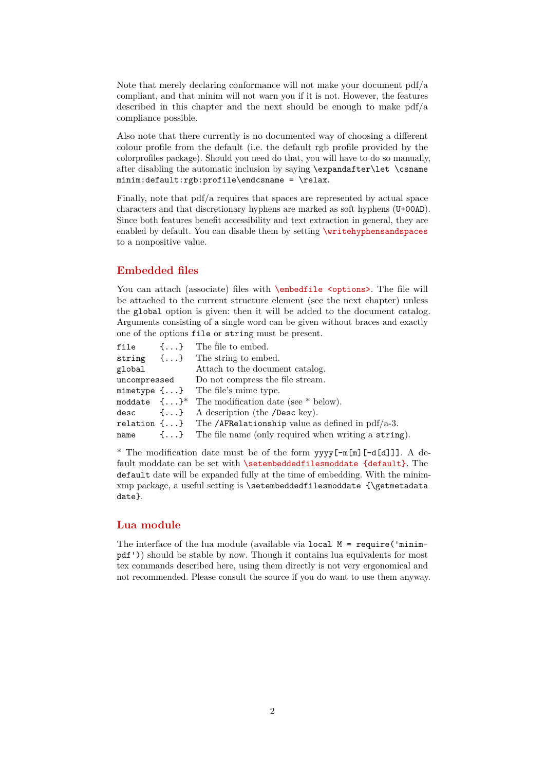Note that merely declaring conformance will not make your document pdf/a compliant, and that minim will not warn you if it is not. However, the features described in this chapter and the next should be enough to make pdf/a compliance possible.

Also note that there currently is no documented way of choosing a different colour profile from the default (i.e. the default rgb profile provided by the colorprofiles package). Should you need do that, you will have to do so manually, after disabling the automatic inclusion by saying `\expandafter\let \csname minim:default:rgb:profile\endcsname = \relax`.

Finally, note that pdf/a requires that spaces are represented by actual space characters and that discretionary hyphens are marked as soft hyphens (`U+00AD`). Since both features benefit accessibility and text extraction in general, they are enabled by default. You can disable them by setting `\writehyphensandspaces` to a nonpositive value.

## Embedded files

You can attach (associate) files with `\embedfile <options>`. The file will be attached to the current structure element (see the next chapter) unless the `global` option is given: then it will be added to the document catalog. Arguments consisting of a single word can be given without braces and exactly one of the options `file` or `string` must be present.

| | | |
|---|---|---|
| `file` | `{...}` | The file to embed. |
| `string` | `{...}` | The string to embed. |
| `global` | | Attach to the document catalog. |
| `uncompressed` | | Do not compress the file stream. |
| `mimetype` | `{...}` | The file's mime type. |
| `moddate` | `{...}`* | The modification date (see * below). |
| `desc` | `{...}` | A description (the `/Desc` key). |
| `relation` | `{...}` | The `/AFRelationship` value as defined in pdf/a-3. |
| `name` | `{...}` | The file name (only required when writing a `string`). |

* The modification date must be of the form `yyyy[-m[m][-d[d]]]`. A default moddate can be set with `\setembeddedfilesmoddate {default}`. The `default` date will be expanded fully at the time of embedding. With the minim-xmp package, a useful setting is `\setembeddedfilesmoddate {\getmetadata date}`.

## Lua module

The interface of the lua module (available via `local M = require('minim-pdf')`) should be stable by now. Though it contains lua equivalents for most tex commands described here, using them directly is not very ergonomical and not recommended. Please consult the source if you do want to use them anyway.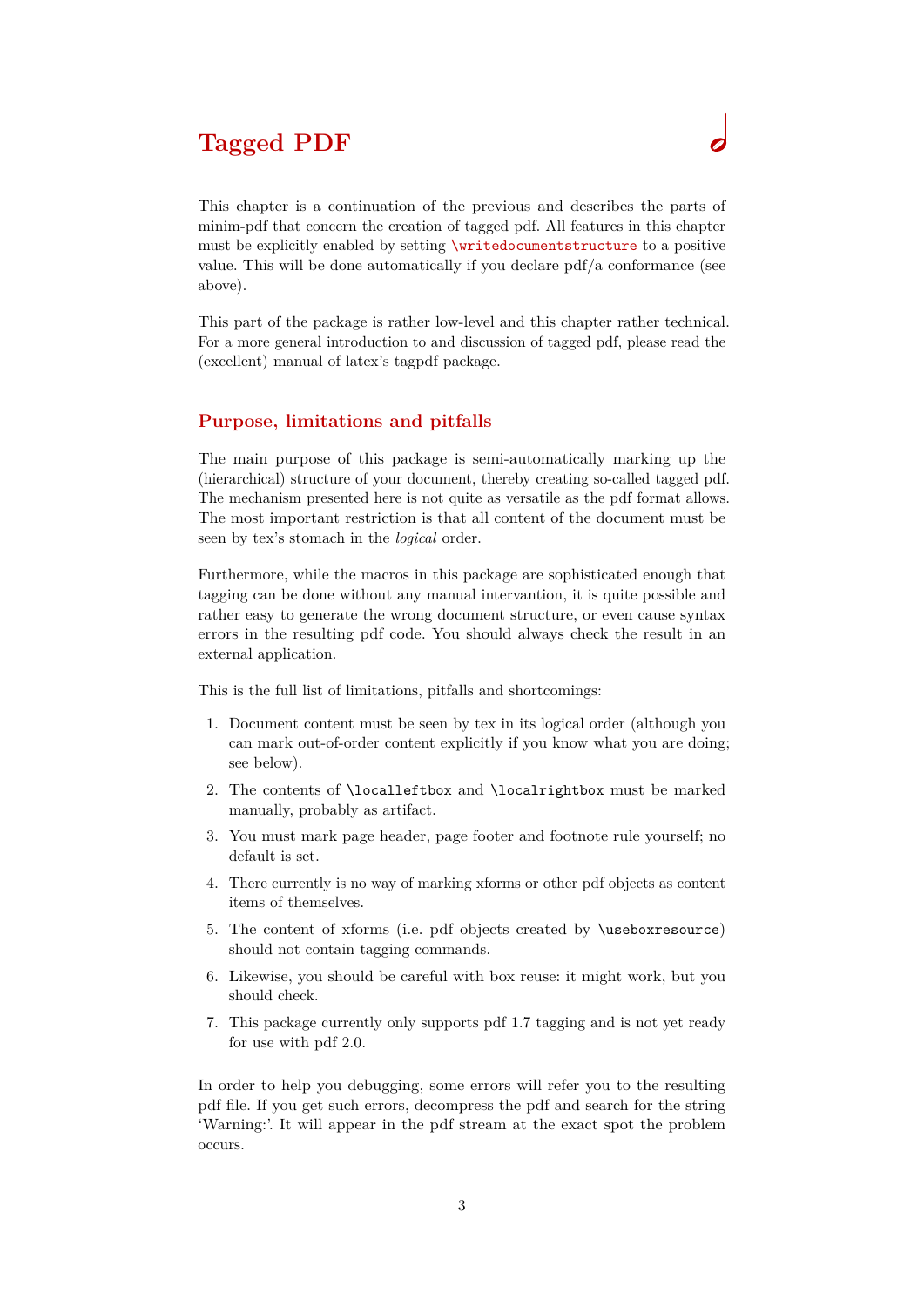# Tagged PDF

This chapter is a continuation of the previous and describes the parts of minim-pdf that concern the creation of tagged pdf. All features in this chapter must be explicitly enabled by setting `\writedocumentstructure` to a positive value. This will be done automatically if you declare pdf/a conformance (see above).

This part of the package is rather low-level and this chapter rather technical. For a more general introduction to and discussion of tagged pdf, please read the (excellent) manual of latex's tagpdf package.

## Purpose, limitations and pitfalls

The main purpose of this package is semi-automatically marking up the (hierarchical) structure of your document, thereby creating so-called tagged pdf. The mechanism presented here is not quite as versatile as the pdf format allows. The most important restriction is that all content of the document must be seen by tex's stomach in the *logical* order.

Furthermore, while the macros in this package are sophisticated enough that tagging can be done without any manual intervantion, it is quite possible and rather easy to generate the wrong document structure, or even cause syntax errors in the resulting pdf code. You should always check the result in an external application.

This is the full list of limitations, pitfalls and shortcomings:

1. Document content must be seen by tex in its logical order (although you can mark out-of-order content explicitly if you know what you are doing; see below).
2. The contents of `\localleftbox` and `\localrightbox` must be marked manually, probably as artifact.
3. You must mark page header, page footer and footnote rule yourself; no default is set.
4. There currently is no way of marking xforms or other pdf objects as content items of themselves.
5. The content of xforms (i.e. pdf objects created by `\useboxresource`) should not contain tagging commands.
6. Likewise, you should be careful with box reuse: it might work, but you should check.
7. This package currently only supports pdf 1.7 tagging and is not yet ready for use with pdf 2.0.

In order to help you debugging, some errors will refer you to the resulting pdf file. If you get such errors, decompress the pdf and search for the string 'Warning:'. It will appear in the pdf stream at the exact spot the problem occurs.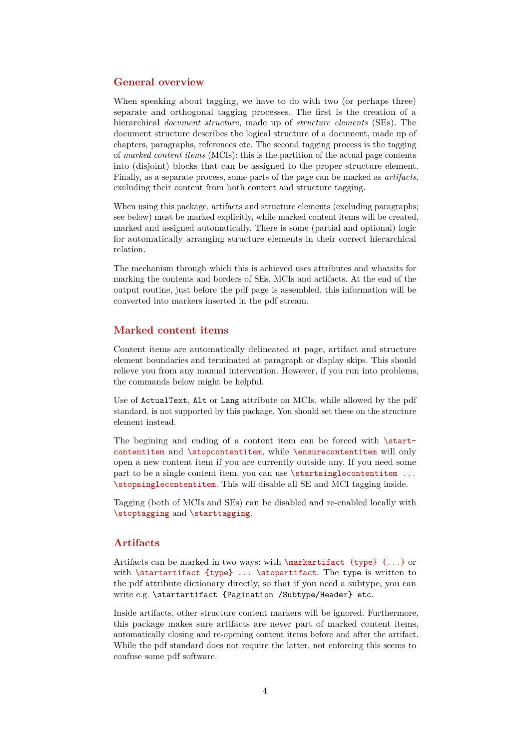## General overview

When speaking about tagging, we have to do with two (or perhaps three) separate and orthogonal tagging processes. The first is the creation of a hierarchical *document structure*, made up of *structure elements* (SEs). The document structure describes the logical structure of a document, made up of chapters, paragraphs, references etc. The second tagging process is the tagging of *marked content items* (MCIs): this is the partition of the actual page contents into (disjoint) blocks that can be assigned to the proper structure element. Finally, as a separate process, some parts of the page can be marked as *artifacts*, excluding their content from both content and structure tagging.

When using this package, artifacts and structure elements (excluding paragraphs; see below) must be marked explicitly, while marked content items will be created, marked and assigned automatically. There is some (partial and optional) logic for automatically arranging structure elements in their correct hierarchical relation.

The mechanism through which this is achieved uses attributes and whatsits for marking the contents and borders of SEs, MCIs and artifacts. At the end of the output routine, just before the pdf page is assembled, this information will be converted into markers inserted in the pdf stream.

## Marked content items

Content items are automatically delineated at page, artifact and structure element boundaries and terminated at paragraph or display skips. This should relieve you from any manual intervention. However, if you run into problems, the commands below might be helpful.

Use of `ActualText`, `Alt` or `Lang` attribute on MCIs, while allowed by the pdf standard, is not supported by this package. You should set these on the structure element instead.

The begining and ending of a content item can be forced with `\startcontentitem` and `\stopcontentitem`, while `\ensurecontentitem` will only open a new content item if you are currently outside any. If you need some part to be a single content item, you can use `\startsinglecontentitem ... \stopsinglecontentitem`. This will disable all SE and MCI tagging inside.

Tagging (both of MCIs and SEs) can be disabled and re-enabled locally with `\stoptagging` and `\starttagging`.

## Artifacts

Artifacts can be marked in two ways: with `\markartifact {type} {...}` or with `\startartifact {type} ... \stopartifact`. The `type` is written to the pdf attribute dictionary directly, so that if you need a subtype, you can write e.g. `\startartifact {Pagination /Subtype/Header} etc`.

Inside artifacts, other structure content markers will be ignored. Furthermore, this package makes sure artifacts are never part of marked content items, automatically closing and re-opening content items before and after the artifact. While the pdf standard does not require the latter, not enforcing this seems to confuse some pdf software.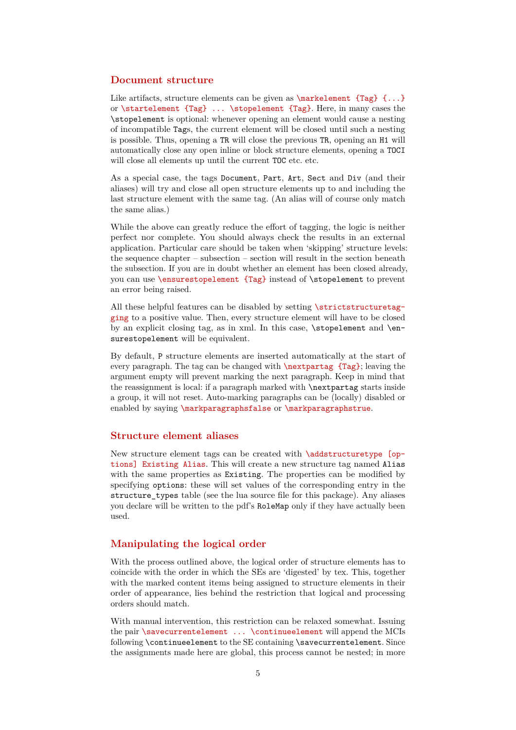## Document structure

Like artifacts, structure elements can be given as `\markelement {Tag} {...}` or `\startelement {Tag} ... \stopelement {Tag}`. Here, in many cases the `\stopelement` is optional: whenever opening an element would cause a nesting of incompatible `Tag`s, the current element will be closed until such a nesting is possible. Thus, opening a `TR` will close the previous `TR`, opening an `H1` will automatically close any open inline or block structure elements, opening a `TOCI` will close all elements up until the current `TOC` etc. etc.

As a special case, the tags `Document`, `Part`, `Art`, `Sect` and `Div` (and their aliases) will try and close all open structure elements up to and including the last structure element with the same tag. (An alias will of course only match the same alias.)

While the above can greatly reduce the effort of tagging, the logic is neither perfect nor complete. You should always check the results in an external application. Particular care should be taken when 'skipping' structure levels: the sequence chapter – subsection – section will result in the section beneath the subsection. If you are in doubt whether an element has been closed already, you can use `\ensurestopelement {Tag}` instead of `\stopelement` to prevent an error being raised.

All these helpful features can be disabled by setting `\strictstructuretagging` to a positive value. Then, every structure element will have to be closed by an explicit closing tag, as in xml. In this case, `\stopelement` and `\ensurestopelement` will be equivalent.

By default, `P` structure elements are inserted automatically at the start of every paragraph. The tag can be changed with `\nextpartag {Tag}`; leaving the argument empty will prevent marking the next paragraph. Keep in mind that the reassignment is local: if a paragraph marked with `\nextpartag` starts inside a group, it will not reset. Auto-marking paragraphs can be (locally) disabled or enabled by saying `\markparagraphsfalse` or `\markparagraphstrue`.

## Structure element aliases

New structure element tags can be created with `\addstructuretype [options] Existing Alias`. This will create a new structure tag named `Alias` with the same properties as `Existing`. The properties can be modified by specifying `options`: these will set values of the corresponding entry in the `structure_types` table (see the lua source file for this package). Any aliases you declare will be written to the pdf's `RoleMap` only if they have actually been used.

## Manipulating the logical order

With the process outlined above, the logical order of structure elements has to coincide with the order in which the SEs are 'digested' by tex. This, together with the marked content items being assigned to structure elements in their order of appearance, lies behind the restriction that logical and processing orders should match.

With manual intervention, this restriction can be relaxed somewhat. Issuing the pair `\savecurrentelement ... \continueelement` will append the MCIs following `\continueelement` to the SE containing `\savecurrentelement`. Since the assignments made here are global, this process cannot be nested; in more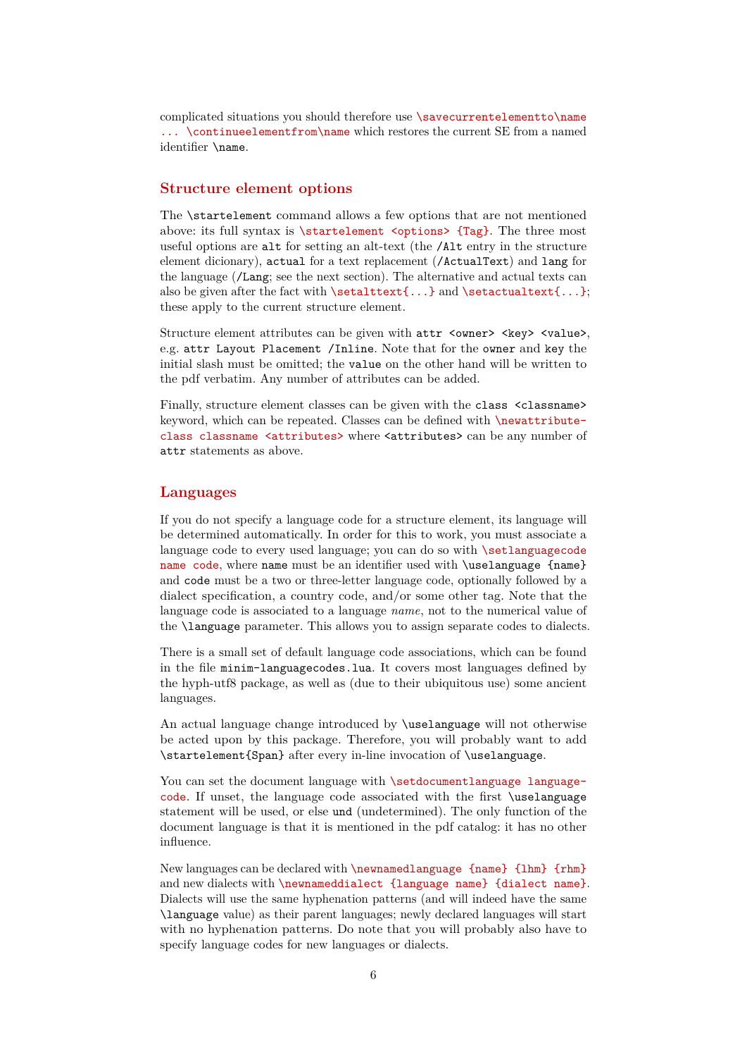complicated situations you should therefore use `\savecurrentelementto\name ... \continueelementfrom\name` which restores the current SE from a named identifier `\name`.

## Structure element options

The `\startelement` command allows a few options that are not mentioned above: its full syntax is `\startelement <options> {Tag}`. The three most useful options are `alt` for setting an alt-text (the `/Alt` entry in the structure element dicionary), `actual` for a text replacement (`/ActualText`) and `lang` for the language (`/Lang`; see the next section). The alternative and actual texts can also be given after the fact with `\setalttext{...}` and `\setactualtext{...}`; these apply to the current structure element.

Structure element attributes can be given with `attr <owner> <key> <value>`, e.g. `attr Layout Placement /Inline`. Note that for the `owner` and `key` the initial slash must be omitted; the `value` on the other hand will be written to the pdf verbatim. Any number of attributes can be added.

Finally, structure element classes can be given with the `class <classname>` keyword, which can be repeated. Classes can be defined with `\newattributeclass classname <attributes>` where `<attributes>` can be any number of `attr` statements as above.

## Languages

If you do not specify a language code for a structure element, its language will be determined automatically. In order for this to work, you must associate a language code to every used language; you can do so with `\setlanguagecode name code`, where `name` must be an identifier used with `\uselanguage {name}` and `code` must be a two or three-letter language code, optionally followed by a dialect specification, a country code, and/or some other tag. Note that the language code is associated to a language *name*, not to the numerical value of the `\language` parameter. This allows you to assign separate codes to dialects.

There is a small set of default language code associations, which can be found in the file `minim-languagecodes.lua`. It covers most languages defined by the hyph-utf8 package, as well as (due to their ubiquitous use) some ancient languages.

An actual language change introduced by `\uselanguage` will not otherwise be acted upon by this package. Therefore, you will probably want to add `\startelement{Span}` after every in-line invocation of `\uselanguage`.

You can set the document language with `\setdocumentlanguage language-code`. If unset, the language code associated with the first `\uselanguage` statement will be used, or else `und` (undetermined). The only function of the document language is that it is mentioned in the pdf catalog: it has no other influence.

New languages can be declared with `\newnamedlanguage {name} {lhm} {rhm}` and new dialects with `\newnameddialect {language name} {dialect name}`. Dialects will use the same hyphenation patterns (and will indeed have the same `\language` value) as their parent languages; newly declared languages will start with no hyphenation patterns. Do note that you will probably also have to specify language codes for new languages or dialects.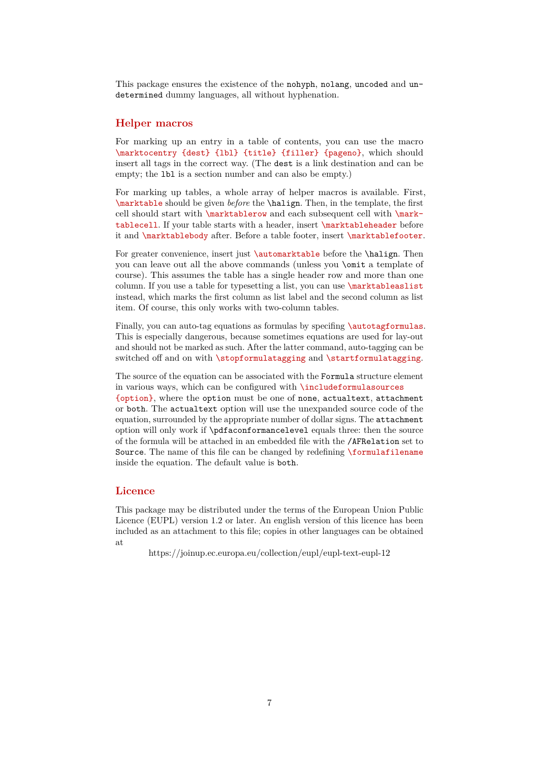This package ensures the existence of the `nohyph`, `nolang`, `uncoded` and `undetermined` dummy languages, all without hyphenation.

## Helper macros

For marking up an entry in a table of contents, you can use the macro `\marktocentry {dest} {lbl} {title} {filler} {pageno}`, which should insert all tags in the correct way. (The `dest` is a link destination and can be empty; the `lbl` is a section number and can also be empty.)

For marking up tables, a whole array of helper macros is available. First, `\marktable` should be given *before* the `\halign`. Then, in the template, the first cell should start with `\marktablerow` and each subsequent cell with `\marktablecell`. If your table starts with a header, insert `\marktableheader` before it and `\marktablebody` after. Before a table footer, insert `\marktablefooter`.

For greater convenience, insert just `\automarktable` before the `\halign`. Then you can leave out all the above commands (unless you `\omit` a template of course). This assumes the table has a single header row and more than one column. If you use a table for typesetting a list, you can use `\marktableaslist` instead, which marks the first column as list label and the second column as list item. Of course, this only works with two-column tables.

Finally, you can auto-tag equations as formulas by specifing `\autotagformulas`. This is especially dangerous, because sometimes equations are used for lay-out and should not be marked as such. After the latter command, auto-tagging can be switched off and on with `\stopformulatagging` and `\startformulatagging`.

The source of the equation can be associated with the `Formula` structure element in various ways, which can be configured with `\includeformulasources {option}`, where the `option` must be one of `none`, `actualtext`, `attachment` or `both`. The `actualtext` option will use the unexpanded source code of the equation, surrounded by the appropriate number of dollar signs. The `attachment` option will only work if `\pdfaconformancelevel` equals three: then the source of the formula will be attached in an embedded file with the `/AFRelation` set to `Source`. The name of this file can be changed by redefining `\formulafilename` inside the equation. The default value is `both`.

## Licence

This package may be distributed under the terms of the European Union Public Licence (EUPL) version 1.2 or later. An english version of this licence has been included as an attachment to this file; copies in other languages can be obtained at

https://joinup.ec.europa.eu/collection/eupl/eupl-text-eupl-12